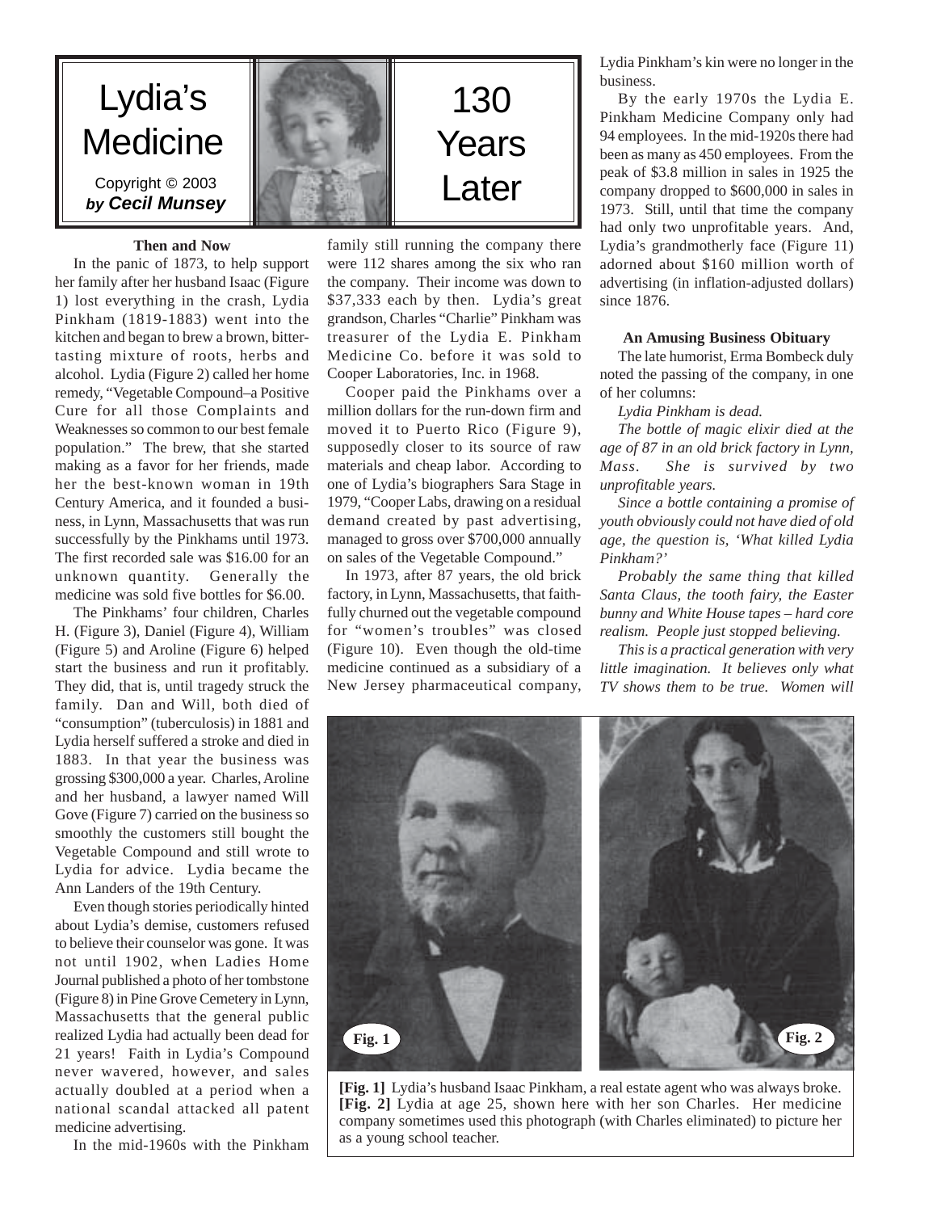# Lydia's Medicine — 130 Years Later

Copyright © 2003
***by Cecil Munsey***

### Then and Now

In the panic of 1873, to help support her family after her husband Isaac (Figure 1) lost everything in the crash, Lydia Pinkham (1819-1883) went into the kitchen and began to brew a brown, bitter-tasting mixture of roots, herbs and alcohol. Lydia (Figure 2) called her home remedy, "Vegetable Compound–a Positive Cure for all those Complaints and Weaknesses so common to our best female population." The brew, that she started making as a favor for her friends, made her the best-known woman in 19th Century America, and it founded a business, in Lynn, Massachusetts that was run successfully by the Pinkhams until 1973. The first recorded sale was $16.00 for an unknown quantity. Generally the medicine was sold five bottles for $6.00.

The Pinkhams' four children, Charles H. (Figure 3), Daniel (Figure 4), William (Figure 5) and Aroline (Figure 6) helped start the business and run it profitably. They did, that is, until tragedy struck the family. Dan and Will, both died of "consumption" (tuberculosis) in 1881 and Lydia herself suffered a stroke and died in 1883. In that year the business was grossing $300,000 a year. Charles, Aroline and her husband, a lawyer named Will Gove (Figure 7) carried on the business so smoothly the customers still bought the Vegetable Compound and still wrote to Lydia for advice. Lydia became the Ann Landers of the 19th Century.

Even though stories periodically hinted about Lydia's demise, customers refused to believe their counselor was gone. It was not until 1902, when Ladies Home Journal published a photo of her tombstone (Figure 8) in Pine Grove Cemetery in Lynn, Massachusetts that the general public realized Lydia had actually been dead for 21 years! Faith in Lydia's Compound never wavered, however, and sales actually doubled at a period when a national scandal attacked all patent medicine advertising.

In the mid-1960s with the Pinkham family still running the company there were 112 shares among the six who ran the company. Their income was down to $37,333 each by then. Lydia's great grandson, Charles "Charlie" Pinkham was treasurer of the Lydia E. Pinkham Medicine Co. before it was sold to Cooper Laboratories, Inc. in 1968.

Cooper paid the Pinkhams over a million dollars for the run-down firm and moved it to Puerto Rico (Figure 9), supposedly closer to its source of raw materials and cheap labor. According to one of Lydia's biographers Sara Stage in 1979, "Cooper Labs, drawing on a residual demand created by past advertising, managed to gross over $700,000 annually on sales of the Vegetable Compound."

In 1973, after 87 years, the old brick factory, in Lynn, Massachusetts, that faithfully churned out the vegetable compound for "women's troubles" was closed (Figure 10). Even though the old-time medicine continued as a subsidiary of a New Jersey pharmaceutical company, Lydia Pinkham's kin were no longer in the business.

By the early 1970s the Lydia E. Pinkham Medicine Company only had 94 employees. In the mid-1920s there had been as many as 450 employees. From the peak of $3.8 million in sales in 1925 the company dropped to $600,000 in sales in 1973. Still, until that time the company had only two unprofitable years. And, Lydia's grandmotherly face (Figure 11) adorned about $160 million worth of advertising (in inflation-adjusted dollars) since 1876.

### An Amusing Business Obituary

The late humorist, Erma Bombeck duly noted the passing of the company, in one of her columns:

*Lydia Pinkham is dead.*

*The bottle of magic elixir died at the age of 87 in an old brick factory in Lynn, Mass. She is survived by two unprofitable years.*

*Since a bottle containing a promise of youth obviously could not have died of old age, the question is, 'What killed Lydia Pinkham?'*

*Probably the same thing that killed Santa Claus, the tooth fairy, the Easter bunny and White House tapes – hard core realism. People just stopped believing.*

*This is a practical generation with very little imagination. It believes only what TV shows them to be true. Women will*

**[Fig. 1]** Lydia's husband Isaac Pinkham, a real estate agent who was always broke.
**[Fig. 2]** Lydia at age 25, shown here with her son Charles. Her medicine company sometimes used this photograph (with Charles eliminated) to picture her as a young school teacher.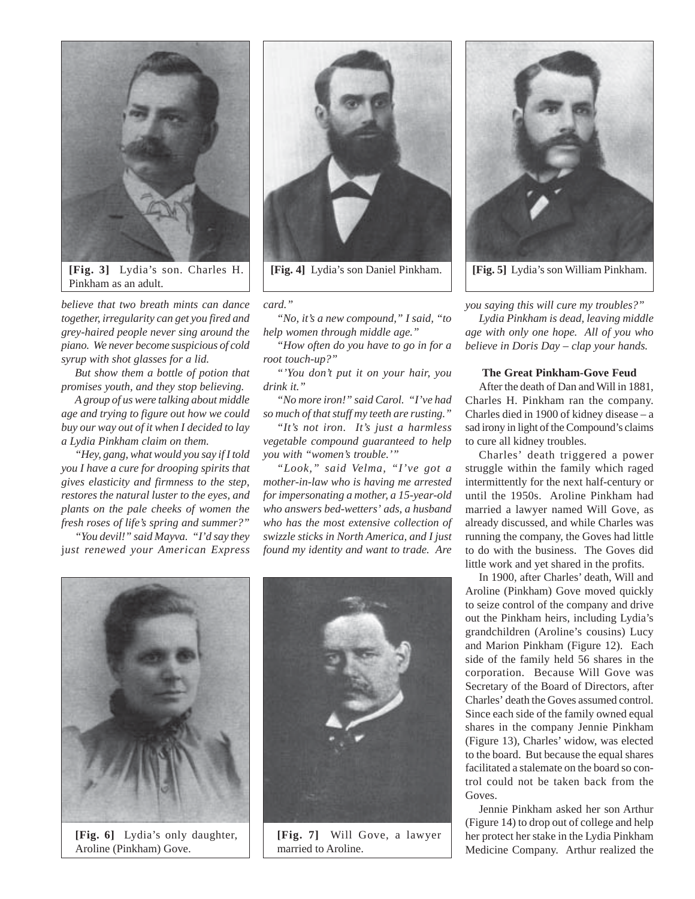[Fig. 3] Lydia's son. Charles H. Pinkham as an adult.

[Fig. 4] Lydia's son Daniel Pinkham.

[Fig. 5] Lydia's son William Pinkham.

*believe that two breath mints can dance together, irregularity can get you fired and grey-haired people never sing around the piano. We never become suspicious of cold syrup with shot glasses for a lid.*

*But show them a bottle of potion that promises youth, and they stop believing.*

*A group of us were talking about middle age and trying to figure out how we could buy our way out of it when I decided to lay a Lydia Pinkham claim on them.*

*"Hey, gang, what would you say if I told you I have a cure for drooping spirits that gives elasticity and firmness to the step, restores the natural luster to the eyes, and plants on the pale cheeks of women the fresh roses of life's spring and summer?"*

*"You devil!" said Mayva. "I'd say they just renewed your American Express card."*

*"No, it's a new compound," I said, "to help women through middle age."*

*"How often do you have to go in for a root touch-up?"*

*"'You don't put it on your hair, you drink it."*

*"No more iron!" said Carol. "I've had so much of that stuff my teeth are rusting."*

*"It's not iron. It's just a harmless vegetable compound guaranteed to help you with "women's trouble.'"*

*"Look," said Velma, "I've got a mother-in-law who is having me arrested for impersonating a mother, a 15-year-old who answers bed-wetters' ads, a husband who has the most extensive collection of swizzle sticks in North America, and I just found my identity and want to trade. Are you saying this will cure my troubles?"*

*Lydia Pinkham is dead, leaving middle age with only one hope. All of you who believe in Doris Day – clap your hands.*

[Fig. 6] Lydia's only daughter, Aroline (Pinkham) Gove.

[Fig. 7] Will Gove, a lawyer married to Aroline.

### The Great Pinkham-Gove Feud

After the death of Dan and Will in 1881, Charles H. Pinkham ran the company. Charles died in 1900 of kidney disease – a sad irony in light of the Compound's claims to cure all kidney troubles.

Charles' death triggered a power struggle within the family which raged intermittently for the next half-century or until the 1950s. Aroline Pinkham had married a lawyer named Will Gove, as already discussed, and while Charles was running the company, the Goves had little to do with the business. The Goves did little work and yet shared in the profits.

In 1900, after Charles' death, Will and Aroline (Pinkham) Gove moved quickly to seize control of the company and drive out the Pinkham heirs, including Lydia's grandchildren (Aroline's cousins) Lucy and Marion Pinkham (Figure 12). Each side of the family held 56 shares in the corporation. Because Will Gove was Secretary of the Board of Directors, after Charles' death the Goves assumed control. Since each side of the family owned equal shares in the company Jennie Pinkham (Figure 13), Charles' widow, was elected to the board. But because the equal shares facilitated a stalemate on the board so control could not be taken back from the Goves.

Jennie Pinkham asked her son Arthur (Figure 14) to drop out of college and help her protect her stake in the Lydia Pinkham Medicine Company. Arthur realized the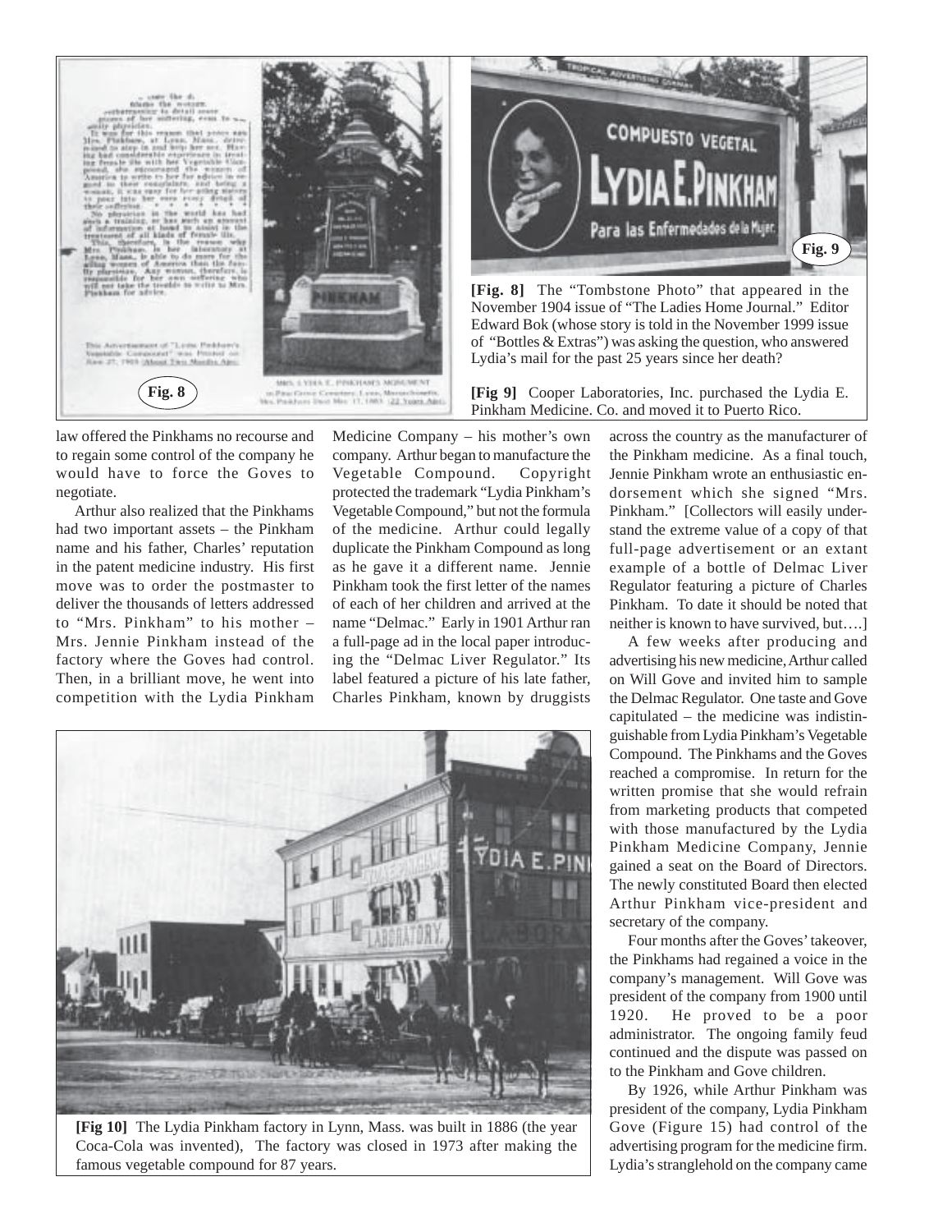[Fig. 8] The "Tombstone Photo" that appeared in the November 1904 issue of "The Ladies Home Journal." Editor Edward Bok (whose story is told in the November 1999 issue of "Bottles & Extras") was asking the question, who answered Lydia's mail for the past 25 years since her death?

[Fig 9] Cooper Laboratories, Inc. purchased the Lydia E. Pinkham Medicine. Co. and moved it to Puerto Rico.

law offered the Pinkhams no recourse and to regain some control of the company he would have to force the Goves to negotiate.

Arthur also realized that the Pinkhams had two important assets – the Pinkham name and his father, Charles' reputation in the patent medicine industry. His first move was to order the postmaster to deliver the thousands of letters addressed to "Mrs. Pinkham" to his mother – Mrs. Jennie Pinkham instead of the factory where the Goves had control. Then, in a brilliant move, he went into competition with the Lydia Pinkham Medicine Company – his mother's own company. Arthur began to manufacture the Vegetable Compound. Copyright protected the trademark "Lydia Pinkham's Vegetable Compound," but not the formula of the medicine. Arthur could legally duplicate the Pinkham Compound as long as he gave it a different name. Jennie Pinkham took the first letter of the names of each of her children and arrived at the name "Delmac." Early in 1901 Arthur ran a full-page ad in the local paper introducing the "Delmac Liver Regulator." Its label featured a picture of his late father, Charles Pinkham, known by druggists across the country as the manufacturer of the Pinkham medicine. As a final touch, Jennie Pinkham wrote an enthusiastic endorsement which she signed "Mrs. Pinkham." [Collectors will easily understand the extreme value of a copy of that full-page advertisement or an extant example of a bottle of Delmac Liver Regulator featuring a picture of Charles Pinkham. To date it should be noted that neither is known to have survived, but….]

A few weeks after producing and advertising his new medicine, Arthur called on Will Gove and invited him to sample the Delmac Regulator. One taste and Gove capitulated – the medicine was indistinguishable from Lydia Pinkham's Vegetable Compound. The Pinkhams and the Goves reached a compromise. In return for the written promise that she would refrain from marketing products that competed with those manufactured by the Lydia Pinkham Medicine Company, Jennie gained a seat on the Board of Directors. The newly constituted Board then elected Arthur Pinkham vice-president and secretary of the company.

Four months after the Goves' takeover, the Pinkhams had regained a voice in the company's management. Will Gove was president of the company from 1900 until 1920. He proved to be a poor administrator. The ongoing family feud continued and the dispute was passed on to the Pinkham and Gove children.

By 1926, while Arthur Pinkham was president of the company, Lydia Pinkham Gove (Figure 15) had control of the advertising program for the medicine firm. Lydia's stranglehold on the company came

[Fig 10] The Lydia Pinkham factory in Lynn, Mass. was built in 1886 (the year Coca-Cola was invented), The factory was closed in 1973 after making the famous vegetable compound for 87 years.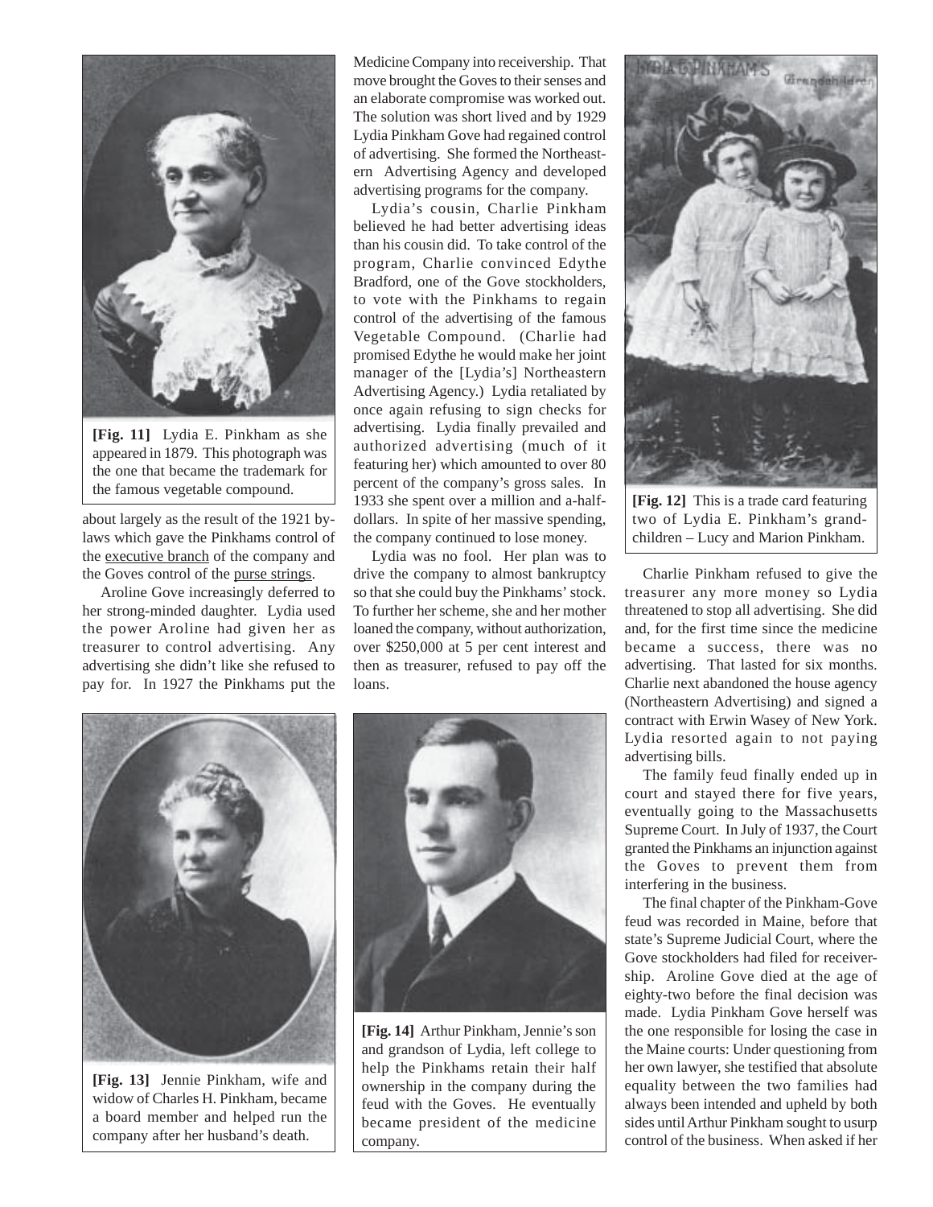[Fig. 11] Lydia E. Pinkham as she appeared in 1879. This photograph was the one that became the trademark for the famous vegetable compound.

about largely as the result of the 1921 by-laws which gave the Pinkhams control of the executive branch of the company and the Goves control of the purse strings.

Aroline Gove increasingly deferred to her strong-minded daughter. Lydia used the power Aroline had given her as treasurer to control advertising. Any advertising she didn't like she refused to pay for. In 1927 the Pinkhams put the Medicine Company into receivership. That move brought the Goves to their senses and an elaborate compromise was worked out. The solution was short lived and by 1929 Lydia Pinkham Gove had regained control of advertising. She formed the Northeastern Advertising Agency and developed advertising programs for the company.

Lydia's cousin, Charlie Pinkham believed he had better advertising ideas than his cousin did. To take control of the program, Charlie convinced Edythe Bradford, one of the Gove stockholders, to vote with the Pinkhams to regain control of the advertising of the famous Vegetable Compound. (Charlie had promised Edythe he would make her joint manager of the [Lydia's] Northeastern Advertising Agency.) Lydia retaliated by once again refusing to sign checks for advertising. Lydia finally prevailed and authorized advertising (much of it featuring her) which amounted to over 80 percent of the company's gross sales. In 1933 she spent over a million and a-half-dollars. In spite of her massive spending, the company continued to lose money.

Lydia was no fool. Her plan was to drive the company to almost bankruptcy so that she could buy the Pinkhams' stock. To further her scheme, she and her mother loaned the company, without authorization, over $250,000 at 5 per cent interest and then as treasurer, refused to pay off the loans.

[Fig. 12] This is a trade card featuring two of Lydia E. Pinkham's grandchildren – Lucy and Marion Pinkham.

Charlie Pinkham refused to give the treasurer any more money so Lydia threatened to stop all advertising. She did and, for the first time since the medicine became a success, there was no advertising. That lasted for six months. Charlie next abandoned the house agency (Northeastern Advertising) and signed a contract with Erwin Wasey of New York. Lydia resorted again to not paying advertising bills.

The family feud finally ended up in court and stayed there for five years, eventually going to the Massachusetts Supreme Court. In July of 1937, the Court granted the Pinkhams an injunction against the Goves to prevent them from interfering in the business.

The final chapter of the Pinkham-Gove feud was recorded in Maine, before that state's Supreme Judicial Court, where the Gove stockholders had filed for receivership. Aroline Gove died at the age of eighty-two before the final decision was made. Lydia Pinkham Gove herself was the one responsible for losing the case in the Maine courts: Under questioning from her own lawyer, she testified that absolute equality between the two families had always been intended and upheld by both sides until Arthur Pinkham sought to usurp control of the business. When asked if her

[Fig. 13] Jennie Pinkham, wife and widow of Charles H. Pinkham, became a board member and helped run the company after her husband's death.

[Fig. 14] Arthur Pinkham, Jennie's son and grandson of Lydia, left college to help the Pinkhams retain their half ownership in the company during the feud with the Goves. He eventually became president of the medicine company.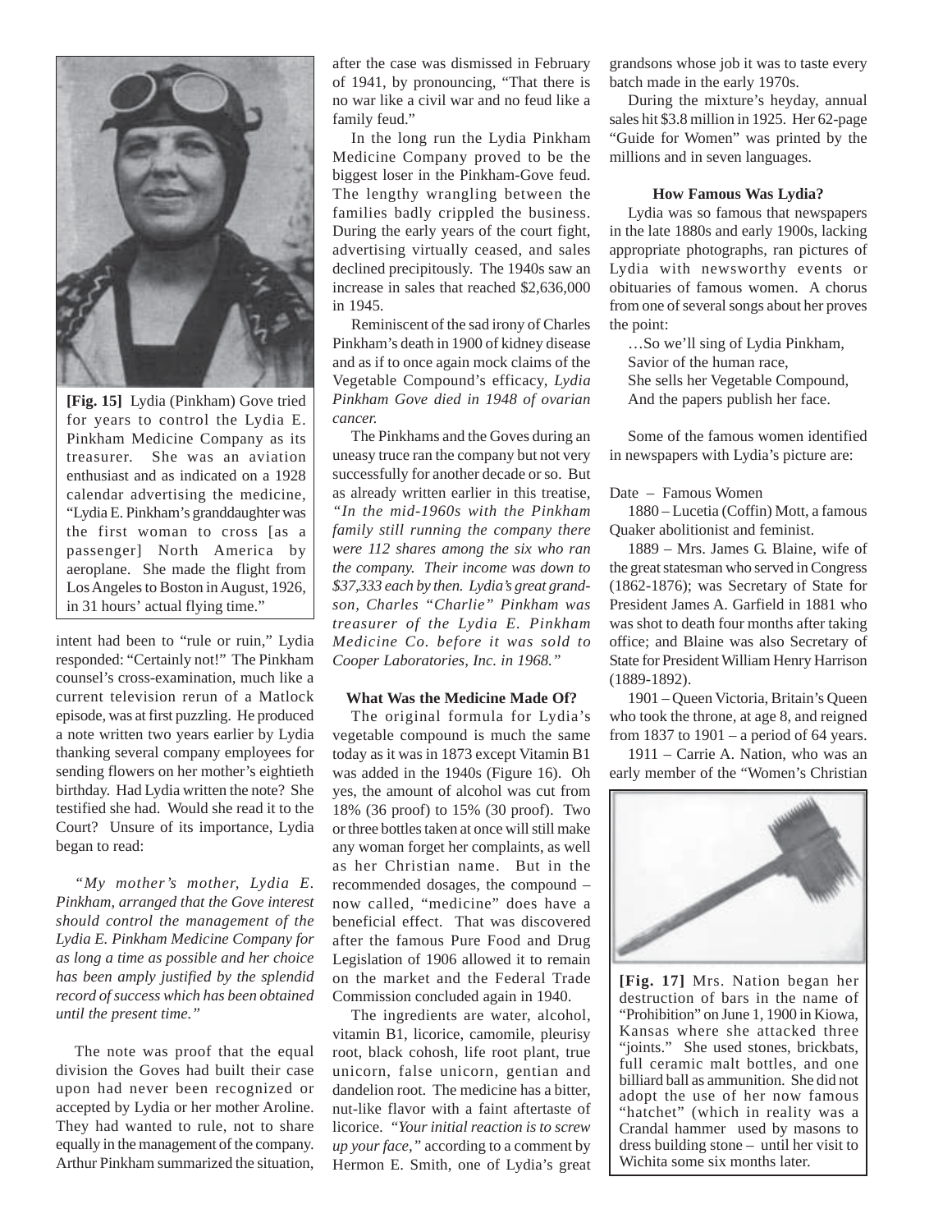[Fig. 15] Lydia (Pinkham) Gove tried for years to control the Lydia E. Pinkham Medicine Company as its treasurer. She was an aviation enthusiast and as indicated on a 1928 calendar advertising the medicine, "Lydia E. Pinkham's granddaughter was the first woman to cross [as a passenger] North America by aeroplane. She made the flight from Los Angeles to Boston in August, 1926, in 31 hours' actual flying time."

intent had been to "rule or ruin," Lydia responded: "Certainly not!" The Pinkham counsel's cross-examination, much like a current television rerun of a Matlock episode, was at first puzzling. He produced a note written two years earlier by Lydia thanking several company employees for sending flowers on her mother's eightieth birthday. Had Lydia written the note? She testified she had. Would she read it to the Court? Unsure of its importance, Lydia began to read:

*"My mother's mother, Lydia E. Pinkham, arranged that the Gove interest should control the management of the Lydia E. Pinkham Medicine Company for as long a time as possible and her choice has been amply justified by the splendid record of success which has been obtained until the present time."*

The note was proof that the equal division the Goves had built their case upon had never been recognized or accepted by Lydia or her mother Aroline. They had wanted to rule, not to share equally in the management of the company. Arthur Pinkham summarized the situation, after the case was dismissed in February of 1941, by pronouncing, "That there is no war like a civil war and no feud like a family feud."

In the long run the Lydia Pinkham Medicine Company proved to be the biggest loser in the Pinkham-Gove feud. The lengthy wrangling between the families badly crippled the business. During the early years of the court fight, advertising virtually ceased, and sales declined precipitously. The 1940s saw an increase in sales that reached $2,636,000 in 1945.

Reminiscent of the sad irony of Charles Pinkham's death in 1900 of kidney disease and as if to once again mock claims of the Vegetable Compound's efficacy, *Lydia Pinkham Gove died in 1948 of ovarian cancer.*

The Pinkhams and the Goves during an uneasy truce ran the company but not very successfully for another decade or so. But as already written earlier in this treatise, *"In the mid-1960s with the Pinkham family still running the company there were 112 shares among the six who ran the company. Their income was down to $37,333 each by then. Lydia's great grandson, Charles "Charlie" Pinkham was treasurer of the Lydia E. Pinkham Medicine Co. before it was sold to Cooper Laboratories, Inc. in 1968."*

### What Was the Medicine Made Of?

The original formula for Lydia's vegetable compound is much the same today as it was in 1873 except Vitamin B1 was added in the 1940s (Figure 16). Oh yes, the amount of alcohol was cut from 18% (36 proof) to 15% (30 proof). Two or three bottles taken at once will still make any woman forget her complaints, as well as her Christian name. But in the recommended dosages, the compound – now called, "medicine" does have a beneficial effect. That was discovered after the famous Pure Food and Drug Legislation of 1906 allowed it to remain on the market and the Federal Trade Commission concluded again in 1940.

The ingredients are water, alcohol, vitamin B1, licorice, camomile, pleurisy root, black cohosh, life root plant, true unicorn, false unicorn, gentian and dandelion root. The medicine has a bitter, nut-like flavor with a faint aftertaste of licorice. *"Your initial reaction is to screw up your face,"* according to a comment by Hermon E. Smith, one of Lydia's great grandsons whose job it was to taste every batch made in the early 1970s.

During the mixture's heyday, annual sales hit $3.8 million in 1925. Her 62-page "Guide for Women" was printed by the millions and in seven languages.

### How Famous Was Lydia?

Lydia was so famous that newspapers in the late 1880s and early 1900s, lacking appropriate photographs, ran pictures of Lydia with newsworthy events or obituaries of famous women. A chorus from one of several songs about her proves the point:

…So we'll sing of Lydia Pinkham,
Savior of the human race,
She sells her Vegetable Compound,
And the papers publish her face.

Some of the famous women identified in newspapers with Lydia's picture are:

Date – Famous Women

1880 – Lucetia (Coffin) Mott, a famous Quaker abolitionist and feminist.

1889 – Mrs. James G. Blaine, wife of the great statesman who served in Congress (1862-1876); was Secretary of State for President James A. Garfield in 1881 who was shot to death four months after taking office; and Blaine was also Secretary of State for President William Henry Harrison (1889-1892).

1901 – Queen Victoria, Britain's Queen who took the throne, at age 8, and reigned from 1837 to 1901 – a period of 64 years.

1911 – Carrie A. Nation, who was an early member of the "Women's Christian

[Fig. 17] Mrs. Nation began her destruction of bars in the name of "Prohibition" on June 1, 1900 in Kiowa, Kansas where she attacked three "joints." She used stones, brickbats, full ceramic malt bottles, and one billiard ball as ammunition. She did not adopt the use of her now famous "hatchet" (which in reality was a Crandal hammer used by masons to dress building stone – until her visit to Wichita some six months later.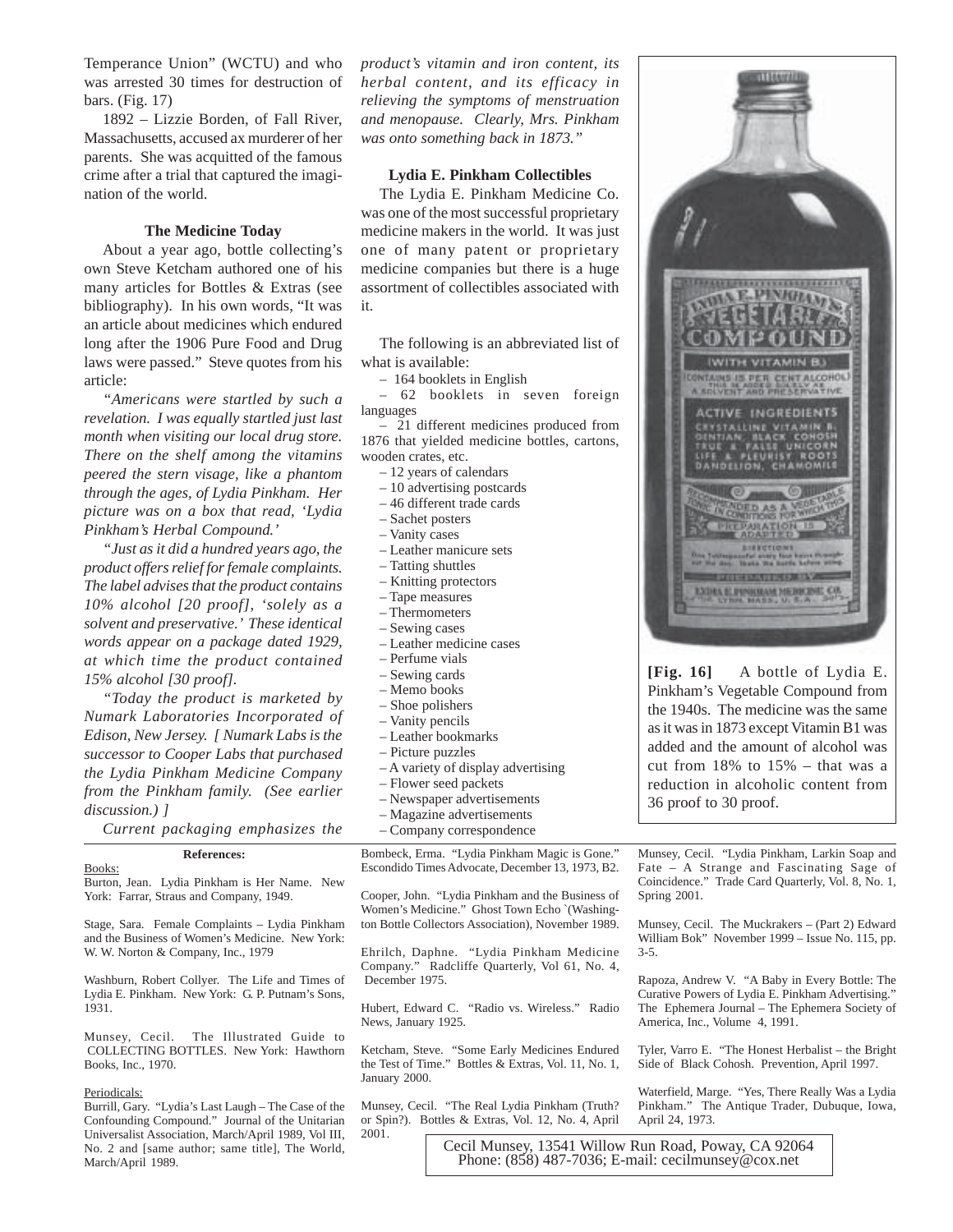Temperance Union" (WCTU) and who was arrested 30 times for destruction of bars. (Fig. 17)

1892 – Lizzie Borden, of Fall River, Massachusetts, accused ax murderer of her parents. She was acquitted of the famous crime after a trial that captured the imagination of the world.

### The Medicine Today

About a year ago, bottle collecting's own Steve Ketcham authored one of his many articles for Bottles & Extras (see bibliography). In his own words, "It was an article about medicines which endured long after the 1906 Pure Food and Drug laws were passed." Steve quotes from his article:

*"Americans were startled by such a revelation. I was equally startled just last month when visiting our local drug store. There on the shelf among the vitamins peered the stern visage, like a phantom through the ages, of Lydia Pinkham. Her picture was on a box that read, 'Lydia Pinkham's Herbal Compound.'*

*"Just as it did a hundred years ago, the product offers relief for female complaints. The label advises that the product contains 10% alcohol [20 proof], 'solely as a solvent and preservative.' These identical words appear on a package dated 1929, at which time the product contained 15% alcohol [30 proof].*

*"Today the product is marketed by Numark Laboratories Incorporated of Edison, New Jersey. [ Numark Labs is the successor to Cooper Labs that purchased the Lydia Pinkham Medicine Company from the Pinkham family. (See earlier discussion.) ]*

*Current packaging emphasizes the product's vitamin and iron content, its herbal content, and its efficacy in relieving the symptoms of menstruation and menopause. Clearly, Mrs. Pinkham was onto something back in 1873."*

### Lydia E. Pinkham Collectibles

The Lydia E. Pinkham Medicine Co. was one of the most successful proprietary medicine makers in the world. It was just one of many patent or proprietary medicine companies but there is a huge assortment of collectibles associated with it.

The following is an abbreviated list of what is available:

- 164 booklets in English
- 62 booklets in seven foreign languages
- 21 different medicines produced from 1876 that yielded medicine bottles, cartons, wooden crates, etc.
- 12 years of calendars
- 10 advertising postcards
- 46 different trade cards
- Sachet posters
- Vanity cases
- Leather manicure sets
- Tatting shuttles
- Knitting protectors
- Tape measures
- Thermometers
- Sewing cases
- Leather medicine cases
- Perfume vials
- Sewing cards
- Memo books
- Shoe polishers
- Vanity pencils
- Leather bookmarks
- Picture puzzles
- A variety of display advertising
- Flower seed packets
- Newspaper advertisements
- Magazine advertisements
- Company correspondence

**[Fig. 16]** A bottle of Lydia E. Pinkham's Vegetable Compound from the 1940s. The medicine was the same as it was in 1873 except Vitamin B1 was added and the amount of alcohol was cut from 18% to 15% – that was a reduction in alcoholic content from 36 proof to 30 proof.

### References:

Books:

Burton, Jean. Lydia Pinkham is Her Name. New York: Farrar, Straus and Company, 1949.

Stage, Sara. Female Complaints – Lydia Pinkham and the Business of Women's Medicine. New York: W. W. Norton & Company, Inc., 1979

Washburn, Robert Collyer. The Life and Times of Lydia E. Pinkham. New York: G. P. Putnam's Sons, 1931.

Munsey, Cecil. The Illustrated Guide to COLLECTING BOTTLES. New York: Hawthorn Books, Inc., 1970.

Periodicals:

Burrill, Gary. "Lydia's Last Laugh – The Case of the Confounding Compound." Journal of the Unitarian Universalist Association, March/April 1989, Vol III, No. 2 and [same author; same title], The World, March/April 1989.

Bombeck, Erma. "Lydia Pinkham Magic is Gone." Escondido Times Advocate, December 13, 1973, B2.

Cooper, John. "Lydia Pinkham and the Business of Women's Medicine." Ghost Town Echo `(Washington Bottle Collectors Association), November 1989.

Ehrilch, Daphne. "Lydia Pinkham Medicine Company." Radcliffe Quarterly, Vol 61, No. 4, December 1975.

Hubert, Edward C. "Radio vs. Wireless." Radio News, January 1925.

Ketcham, Steve. "Some Early Medicines Endured the Test of Time." Bottles & Extras, Vol. 11, No. 1, January 2000.

Munsey, Cecil. "The Real Lydia Pinkham (Truth? or Spin?). Bottles & Extras, Vol. 12, No. 4, April 2001.

Munsey, Cecil. "Lydia Pinkham, Larkin Soap and Fate – A Strange and Fascinating Sage of Coincidence." Trade Card Quarterly, Vol. 8, No. 1, Spring 2001.

Munsey, Cecil. The Muckrakers – (Part 2) Edward William Bok" November 1999 – Issue No. 115, pp. 3-5.

Rapoza, Andrew V. "A Baby in Every Bottle: The Curative Powers of Lydia E. Pinkham Advertising." The Ephemera Journal – The Ephemera Society of America, Inc., Volume 4, 1991.

Tyler, Varro E. "The Honest Herbalist – the Bright Side of Black Cohosh. Prevention, April 1997.

Waterfield, Marge. "Yes, There Really Was a Lydia Pinkham." The Antique Trader, Dubuque, Iowa, April 24, 1973.

Cecil Munsey, 13541 Willow Run Road, Poway, CA 92064
Phone: (858) 487-7036; E-mail: cecilmunsey@cox.net